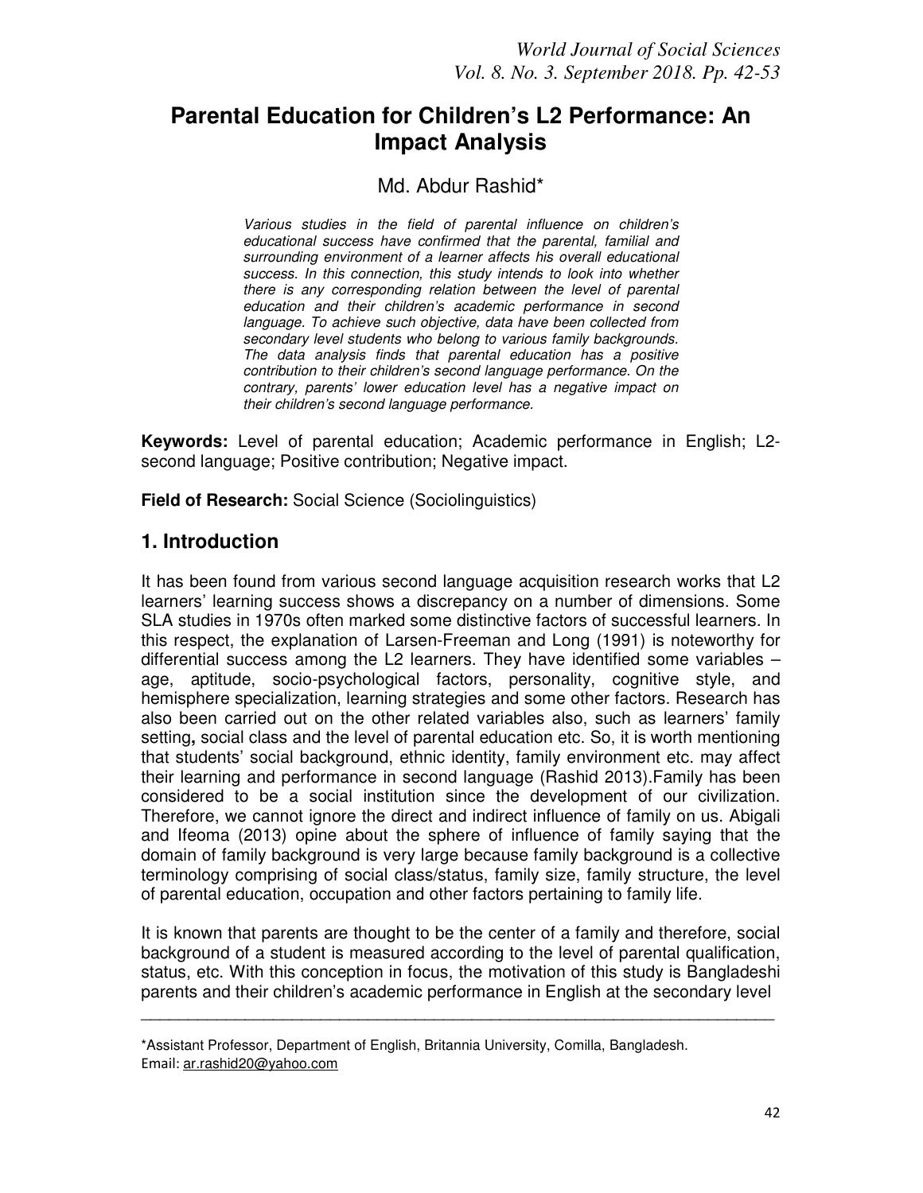# Parental Education for Children's L2 Performance: An Impact Analysis

Md. Abdur Rashid*

*Various studies in the field of parental influence on children's educational success have confirmed that the parental, familial and surrounding environment of a learner affects his overall educational success. In this connection, this study intends to look into whether there is any corresponding relation between the level of parental education and their children's academic performance in second language. To achieve such objective, data have been collected from secondary level students who belong to various family backgrounds. The data analysis finds that parental education has a positive contribution to their children's second language performance. On the contrary, parents' lower education level has a negative impact on their children's second language performance.*

**Keywords:** Level of parental education; Academic performance in English; L2-second language; Positive contribution; Negative impact.

**Field of Research:** Social Science (Sociolinguistics)

## 1. Introduction

It has been found from various second language acquisition research works that L2 learners' learning success shows a discrepancy on a number of dimensions. Some SLA studies in 1970s often marked some distinctive factors of successful learners. In this respect, the explanation of Larsen-Freeman and Long (1991) is noteworthy for differential success among the L2 learners. They have identified some variables – age, aptitude, socio-psychological factors, personality, cognitive style, and hemisphere specialization, learning strategies and some other factors. Research has also been carried out on the other related variables also, such as learners' family setting**,** social class and the level of parental education etc. So, it is worth mentioning that students' social background, ethnic identity, family environment etc. may affect their learning and performance in second language (Rashid 2013).Family has been considered to be a social institution since the development of our civilization. Therefore, we cannot ignore the direct and indirect influence of family on us. Abigali and Ifeoma (2013) opine about the sphere of influence of family saying that the domain of family background is very large because family background is a collective terminology comprising of social class/status, family size, family structure, the level of parental education, occupation and other factors pertaining to family life.

It is known that parents are thought to be the center of a family and therefore, social background of a student is measured according to the level of parental qualification, status, etc. With this conception in focus, the motivation of this study is Bangladeshi parents and their children's academic performance in English at the secondary level

---

*Assistant Professor, Department of English, Britannia University, Comilla, Bangladesh. Email: ar.rashid20@yahoo.com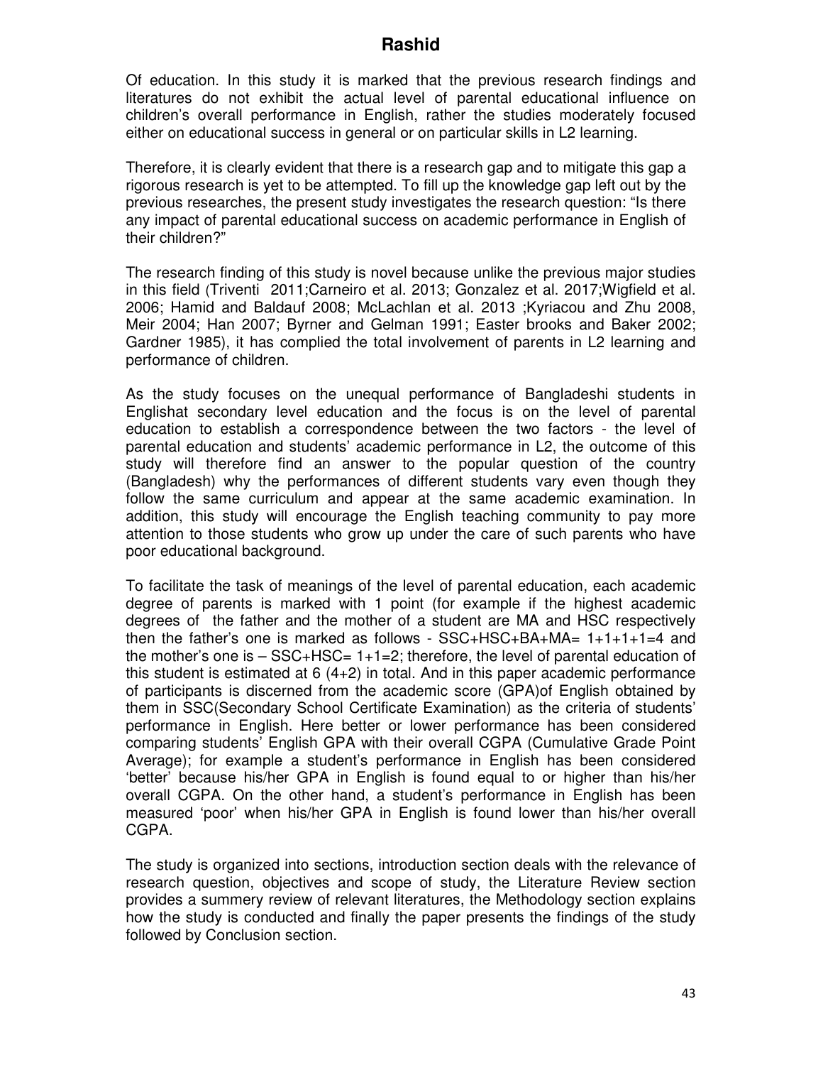Of education. In this study it is marked that the previous research findings and literatures do not exhibit the actual level of parental educational influence on children's overall performance in English, rather the studies moderately focused either on educational success in general or on particular skills in L2 learning.

Therefore, it is clearly evident that there is a research gap and to mitigate this gap a rigorous research is yet to be attempted. To fill up the knowledge gap left out by the previous researches, the present study investigates the research question: "Is there any impact of parental educational success on academic performance in English of their children?"

The research finding of this study is novel because unlike the previous major studies in this field (Triventi 2011;Carneiro et al. 2013; Gonzalez et al. 2017;Wigfield et al. 2006; Hamid and Baldauf 2008; McLachlan et al. 2013 ;Kyriacou and Zhu 2008, Meir 2004; Han 2007; Byrner and Gelman 1991; Easter brooks and Baker 2002; Gardner 1985), it has complied the total involvement of parents in L2 learning and performance of children.

As the study focuses on the unequal performance of Bangladeshi students in Englishat secondary level education and the focus is on the level of parental education to establish a correspondence between the two factors - the level of parental education and students' academic performance in L2, the outcome of this study will therefore find an answer to the popular question of the country (Bangladesh) why the performances of different students vary even though they follow the same curriculum and appear at the same academic examination. In addition, this study will encourage the English teaching community to pay more attention to those students who grow up under the care of such parents who have poor educational background.

To facilitate the task of meanings of the level of parental education, each academic degree of parents is marked with 1 point (for example if the highest academic degrees of the father and the mother of a student are MA and HSC respectively then the father's one is marked as follows - SSC+HSC+BA+MA= 1+1+1+1=4 and the mother's one is – SSC+HSC= 1+1=2; therefore, the level of parental education of this student is estimated at 6 (4+2) in total. And in this paper academic performance of participants is discerned from the academic score (GPA)of English obtained by them in SSC(Secondary School Certificate Examination) as the criteria of students' performance in English. Here better or lower performance has been considered comparing students' English GPA with their overall CGPA (Cumulative Grade Point Average); for example a student's performance in English has been considered 'better' because his/her GPA in English is found equal to or higher than his/her overall CGPA. On the other hand, a student's performance in English has been measured 'poor' when his/her GPA in English is found lower than his/her overall CGPA.

The study is organized into sections, introduction section deals with the relevance of research question, objectives and scope of study, the Literature Review section provides a summery review of relevant literatures, the Methodology section explains how the study is conducted and finally the paper presents the findings of the study followed by Conclusion section.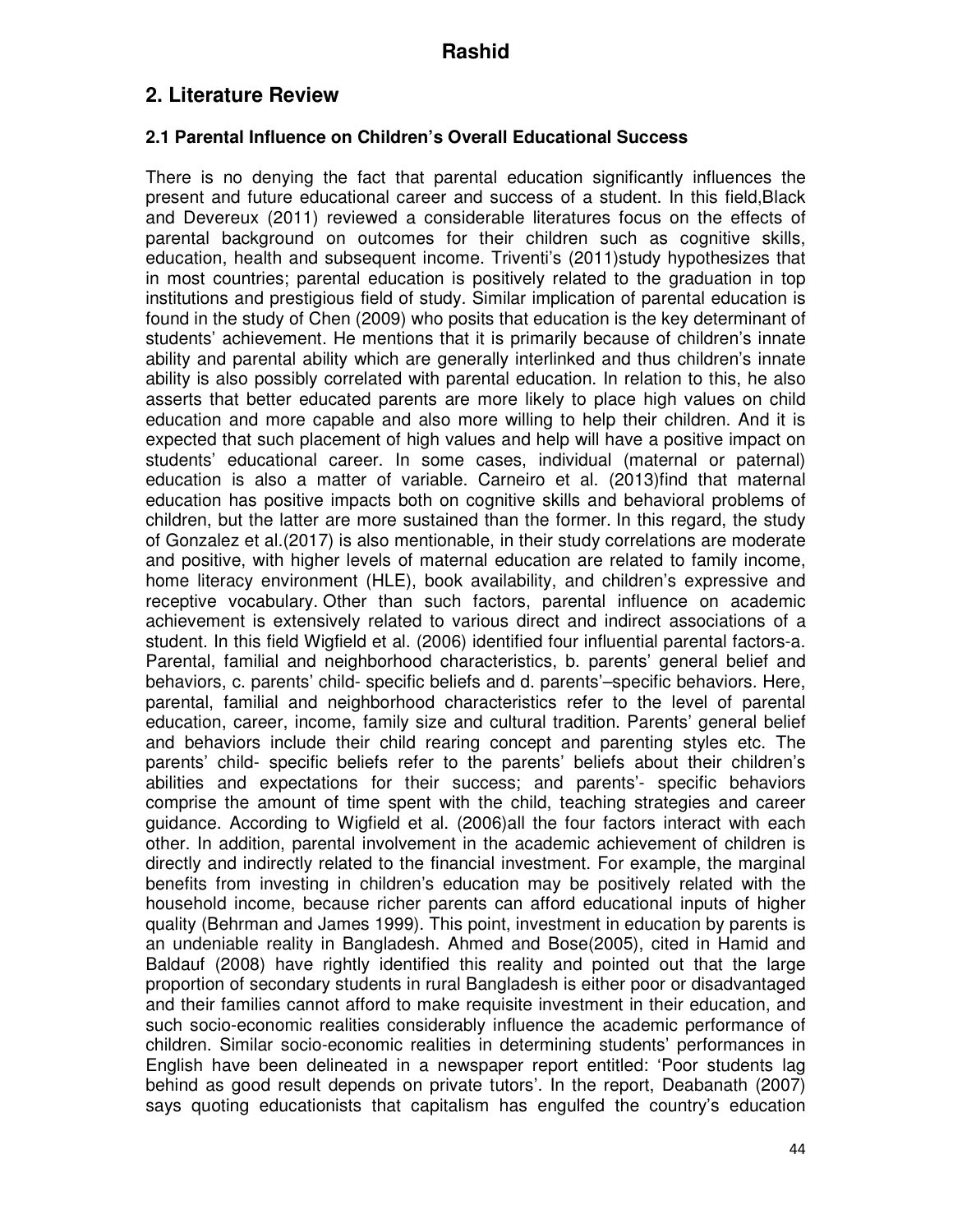## 2. Literature Review

### 2.1 Parental Influence on Children's Overall Educational Success

There is no denying the fact that parental education significantly influences the present and future educational career and success of a student. In this field,Black and Devereux (2011) reviewed a considerable literatures focus on the effects of parental background on outcomes for their children such as cognitive skills, education, health and subsequent income. Triventi's (2011)study hypothesizes that in most countries; parental education is positively related to the graduation in top institutions and prestigious field of study. Similar implication of parental education is found in the study of Chen (2009) who posits that education is the key determinant of students' achievement. He mentions that it is primarily because of children's innate ability and parental ability which are generally interlinked and thus children's innate ability is also possibly correlated with parental education. In relation to this, he also asserts that better educated parents are more likely to place high values on child education and more capable and also more willing to help their children. And it is expected that such placement of high values and help will have a positive impact on students' educational career. In some cases, individual (maternal or paternal) education is also a matter of variable. Carneiro et al. (2013)find that maternal education has positive impacts both on cognitive skills and behavioral problems of children, but the latter are more sustained than the former. In this regard, the study of Gonzalez et al.(2017) is also mentionable, in their study correlations are moderate and positive, with higher levels of maternal education are related to family income, home literacy environment (HLE), book availability, and children's expressive and receptive vocabulary. Other than such factors, parental influence on academic achievement is extensively related to various direct and indirect associations of a student. In this field Wigfield et al. (2006) identified four influential parental factors-a. Parental, familial and neighborhood characteristics, b. parents' general belief and behaviors, c. parents' child- specific beliefs and d. parents'–specific behaviors. Here, parental, familial and neighborhood characteristics refer to the level of parental education, career, income, family size and cultural tradition. Parents' general belief and behaviors include their child rearing concept and parenting styles etc. The parents' child- specific beliefs refer to the parents' beliefs about their children's abilities and expectations for their success; and parents'- specific behaviors comprise the amount of time spent with the child, teaching strategies and career guidance. According to Wigfield et al. (2006)all the four factors interact with each other. In addition, parental involvement in the academic achievement of children is directly and indirectly related to the financial investment. For example, the marginal benefits from investing in children's education may be positively related with the household income, because richer parents can afford educational inputs of higher quality (Behrman and James 1999). This point, investment in education by parents is an undeniable reality in Bangladesh. Ahmed and Bose(2005), cited in Hamid and Baldauf (2008) have rightly identified this reality and pointed out that the large proportion of secondary students in rural Bangladesh is either poor or disadvantaged and their families cannot afford to make requisite investment in their education, and such socio-economic realities considerably influence the academic performance of children. Similar socio-economic realities in determining students' performances in English have been delineated in a newspaper report entitled: 'Poor students lag behind as good result depends on private tutors'. In the report, Deabanath (2007) says quoting educationists that capitalism has engulfed the country's education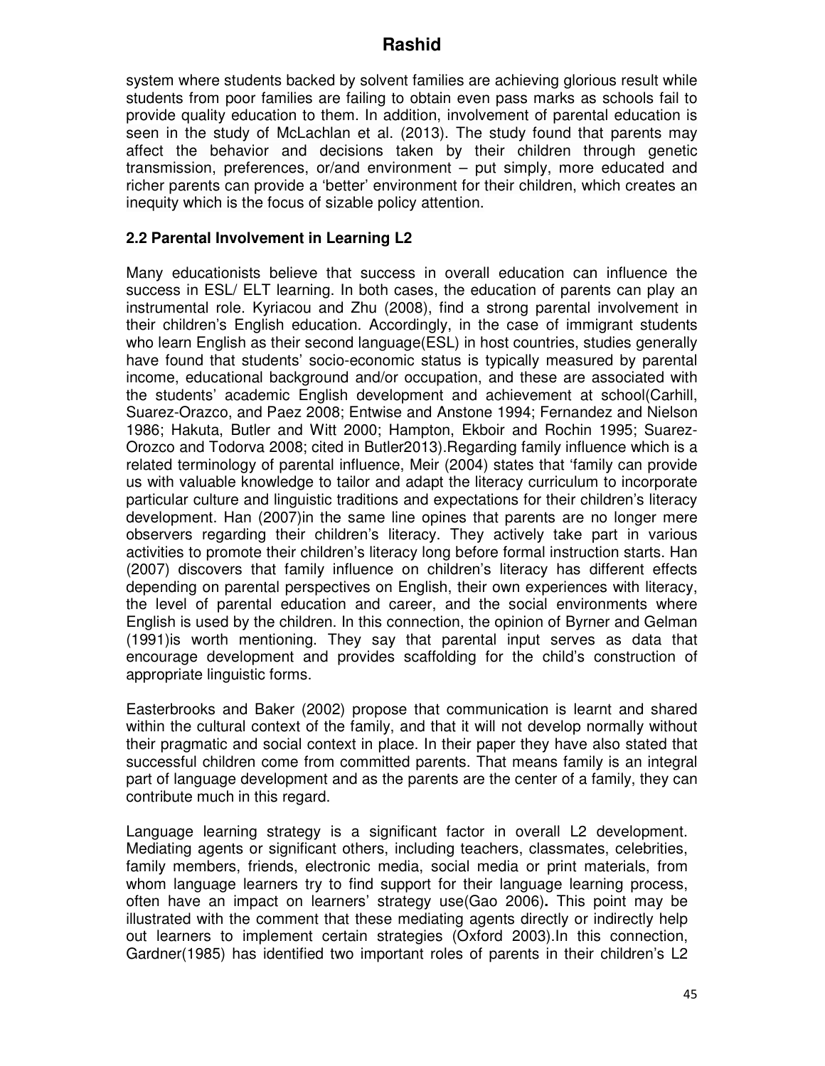system where students backed by solvent families are achieving glorious result while students from poor families are failing to obtain even pass marks as schools fail to provide quality education to them. In addition, involvement of parental education is seen in the study of McLachlan et al. (2013). The study found that parents may affect the behavior and decisions taken by their children through genetic transmission, preferences, or/and environment – put simply, more educated and richer parents can provide a 'better' environment for their children, which creates an inequity which is the focus of sizable policy attention.

### 2.2 Parental Involvement in Learning L2

Many educationists believe that success in overall education can influence the success in ESL/ ELT learning. In both cases, the education of parents can play an instrumental role. Kyriacou and Zhu (2008), find a strong parental involvement in their children's English education. Accordingly, in the case of immigrant students who learn English as their second language(ESL) in host countries, studies generally have found that students' socio-economic status is typically measured by parental income, educational background and/or occupation, and these are associated with the students' academic English development and achievement at school(Carhill, Suarez-Orazco, and Paez 2008; Entwise and Anstone 1994; Fernandez and Nielson 1986; Hakuta, Butler and Witt 2000; Hampton, Ekboir and Rochin 1995; Suarez-Orozco and Todorva 2008; cited in Butler2013).Regarding family influence which is a related terminology of parental influence, Meir (2004) states that 'family can provide us with valuable knowledge to tailor and adapt the literacy curriculum to incorporate particular culture and linguistic traditions and expectations for their children's literacy development. Han (2007)in the same line opines that parents are no longer mere observers regarding their children's literacy. They actively take part in various activities to promote their children's literacy long before formal instruction starts. Han (2007) discovers that family influence on children's literacy has different effects depending on parental perspectives on English, their own experiences with literacy, the level of parental education and career, and the social environments where English is used by the children. In this connection, the opinion of Byrner and Gelman (1991)is worth mentioning. They say that parental input serves as data that encourage development and provides scaffolding for the child's construction of appropriate linguistic forms.

Easterbrooks and Baker (2002) propose that communication is learnt and shared within the cultural context of the family, and that it will not develop normally without their pragmatic and social context in place. In their paper they have also stated that successful children come from committed parents. That means family is an integral part of language development and as the parents are the center of a family, they can contribute much in this regard.

Language learning strategy is a significant factor in overall L2 development. Mediating agents or significant others, including teachers, classmates, celebrities, family members, friends, electronic media, social media or print materials, from whom language learners try to find support for their language learning process, often have an impact on learners' strategy use(Gao 2006)**.** This point may be illustrated with the comment that these mediating agents directly or indirectly help out learners to implement certain strategies (Oxford 2003).In this connection, Gardner(1985) has identified two important roles of parents in their children's L2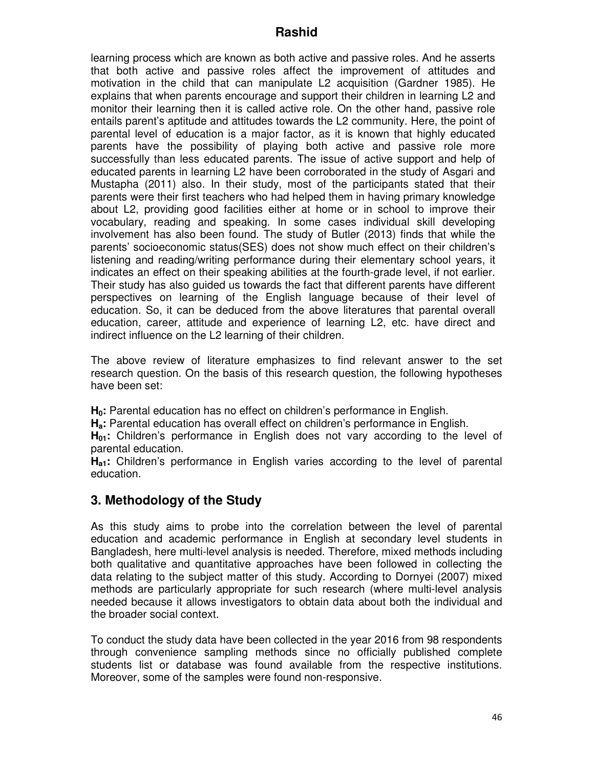learning process which are known as both active and passive roles. And he asserts that both active and passive roles affect the improvement of attitudes and motivation in the child that can manipulate L2 acquisition (Gardner 1985). He explains that when parents encourage and support their children in learning L2 and monitor their learning then it is called active role. On the other hand, passive role entails parent's aptitude and attitudes towards the L2 community. Here, the point of parental level of education is a major factor, as it is known that highly educated parents have the possibility of playing both active and passive role more successfully than less educated parents. The issue of active support and help of educated parents in learning L2 have been corroborated in the study of Asgari and Mustapha (2011) also. In their study, most of the participants stated that their parents were their first teachers who had helped them in having primary knowledge about L2, providing good facilities either at home or in school to improve their vocabulary, reading and speaking. In some cases individual skill developing involvement has also been found. The study of Butler (2013) finds that while the parents' socioeconomic status(SES) does not show much effect on their children's listening and reading/writing performance during their elementary school years, it indicates an effect on their speaking abilities at the fourth-grade level, if not earlier. Their study has also guided us towards the fact that different parents have different perspectives on learning of the English language because of their level of education. So, it can be deduced from the above literatures that parental overall education, career, attitude and experience of learning L2, etc. have direct and indirect influence on the L2 learning of their children.

The above review of literature emphasizes to find relevant answer to the set research question. On the basis of this research question, the following hypotheses have been set:

**$H_0$:** Parental education has no effect on children's performance in English.

**$H_a$:** Parental education has overall effect on children's performance in English.

**$H_{01}$:** Children's performance in English does not vary according to the level of parental education.

**$H_{a1}$:** Children's performance in English varies according to the level of parental education.

## 3. Methodology of the Study

As this study aims to probe into the correlation between the level of parental education and academic performance in English at secondary level students in Bangladesh, here multi-level analysis is needed. Therefore, mixed methods including both qualitative and quantitative approaches have been followed in collecting the data relating to the subject matter of this study. According to Dornyei (2007) mixed methods are particularly appropriate for such research (where multi-level analysis needed because it allows investigators to obtain data about both the individual and the broader social context.

To conduct the study data have been collected in the year 2016 from 98 respondents through convenience sampling methods since no officially published complete students list or database was found available from the respective institutions. Moreover, some of the samples were found non-responsive.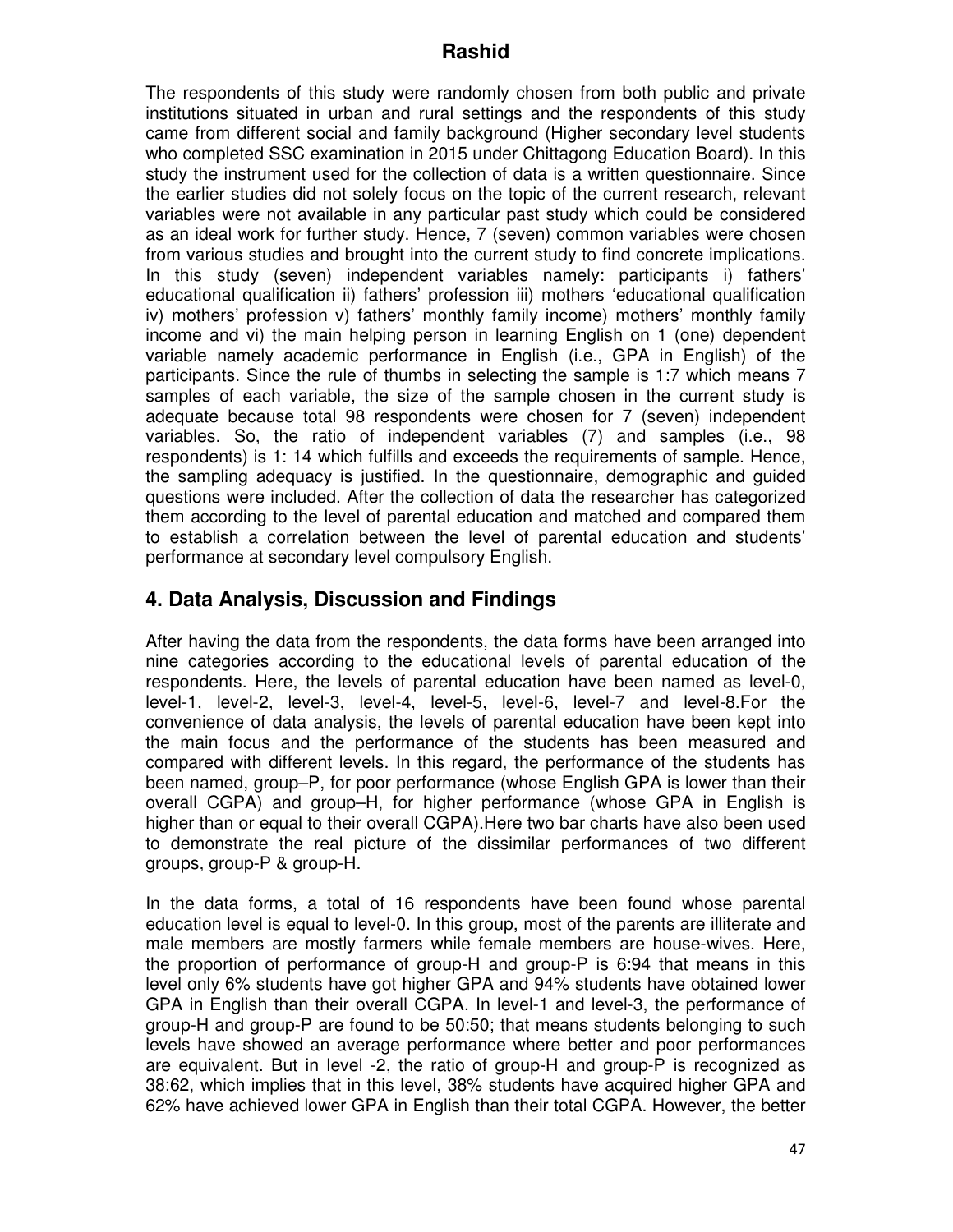The respondents of this study were randomly chosen from both public and private institutions situated in urban and rural settings and the respondents of this study came from different social and family background (Higher secondary level students who completed SSC examination in 2015 under Chittagong Education Board). In this study the instrument used for the collection of data is a written questionnaire. Since the earlier studies did not solely focus on the topic of the current research, relevant variables were not available in any particular past study which could be considered as an ideal work for further study. Hence, 7 (seven) common variables were chosen from various studies and brought into the current study to find concrete implications. In this study (seven) independent variables namely: participants i) fathers' educational qualification ii) fathers' profession iii) mothers 'educational qualification iv) mothers' profession v) fathers' monthly family income) mothers' monthly family income and vi) the main helping person in learning English on 1 (one) dependent variable namely academic performance in English (i.e., GPA in English) of the participants. Since the rule of thumbs in selecting the sample is 1:7 which means 7 samples of each variable, the size of the sample chosen in the current study is adequate because total 98 respondents were chosen for 7 (seven) independent variables. So, the ratio of independent variables (7) and samples (i.e., 98 respondents) is 1: 14 which fulfills and exceeds the requirements of sample. Hence, the sampling adequacy is justified. In the questionnaire, demographic and guided questions were included. After the collection of data the researcher has categorized them according to the level of parental education and matched and compared them to establish a correlation between the level of parental education and students' performance at secondary level compulsory English.

## 4. Data Analysis, Discussion and Findings

After having the data from the respondents, the data forms have been arranged into nine categories according to the educational levels of parental education of the respondents. Here, the levels of parental education have been named as level-0, level-1, level-2, level-3, level-4, level-5, level-6, level-7 and level-8.For the convenience of data analysis, the levels of parental education have been kept into the main focus and the performance of the students has been measured and compared with different levels. In this regard, the performance of the students has been named, group–P, for poor performance (whose English GPA is lower than their overall CGPA) and group–H, for higher performance (whose GPA in English is higher than or equal to their overall CGPA).Here two bar charts have also been used to demonstrate the real picture of the dissimilar performances of two different groups, group-P & group-H.

In the data forms, a total of 16 respondents have been found whose parental education level is equal to level-0. In this group, most of the parents are illiterate and male members are mostly farmers while female members are house-wives. Here, the proportion of performance of group-H and group-P is 6:94 that means in this level only 6% students have got higher GPA and 94% students have obtained lower GPA in English than their overall CGPA. In level-1 and level-3, the performance of group-H and group-P are found to be 50:50; that means students belonging to such levels have showed an average performance where better and poor performances are equivalent. But in level -2, the ratio of group-H and group-P is recognized as 38:62, which implies that in this level, 38% students have acquired higher GPA and 62% have achieved lower GPA in English than their total CGPA. However, the better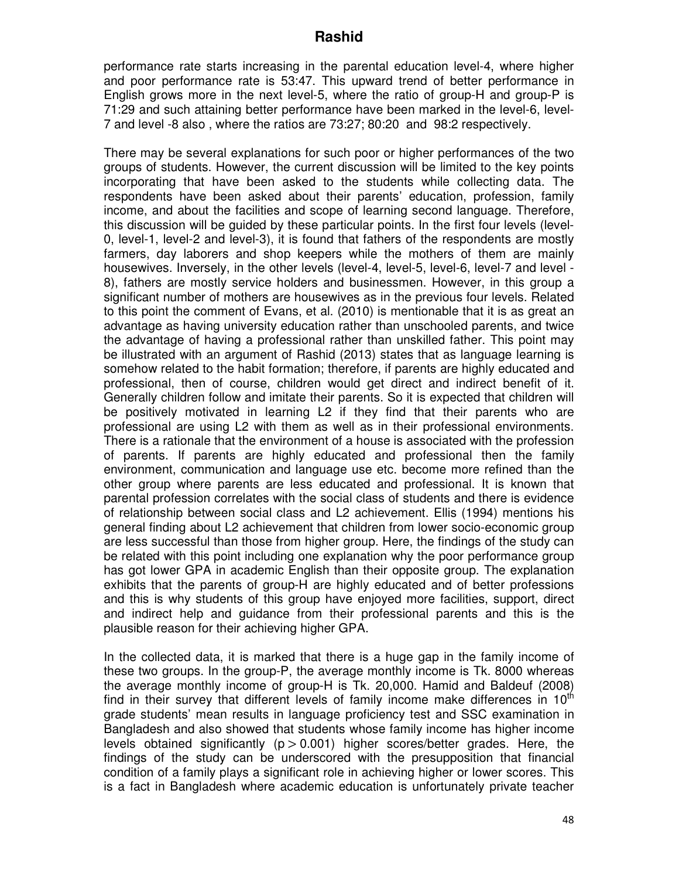performance rate starts increasing in the parental education level-4, where higher and poor performance rate is 53:47. This upward trend of better performance in English grows more in the next level-5, where the ratio of group-H and group-P is 71:29 and such attaining better performance have been marked in the level-6, level-7 and level -8 also , where the ratios are 73:27; 80:20 and 98:2 respectively.

There may be several explanations for such poor or higher performances of the two groups of students. However, the current discussion will be limited to the key points incorporating that have been asked to the students while collecting data. The respondents have been asked about their parents' education, profession, family income, and about the facilities and scope of learning second language. Therefore, this discussion will be guided by these particular points. In the first four levels (level-0, level-1, level-2 and level-3), it is found that fathers of the respondents are mostly farmers, day laborers and shop keepers while the mothers of them are mainly housewives. Inversely, in the other levels (level-4, level-5, level-6, level-7 and level -8), fathers are mostly service holders and businessmen. However, in this group a significant number of mothers are housewives as in the previous four levels. Related to this point the comment of Evans, et al. (2010) is mentionable that it is as great an advantage as having university education rather than unschooled parents, and twice the advantage of having a professional rather than unskilled father. This point may be illustrated with an argument of Rashid (2013) states that as language learning is somehow related to the habit formation; therefore, if parents are highly educated and professional, then of course, children would get direct and indirect benefit of it. Generally children follow and imitate their parents. So it is expected that children will be positively motivated in learning L2 if they find that their parents who are professional are using L2 with them as well as in their professional environments. There is a rationale that the environment of a house is associated with the profession of parents. If parents are highly educated and professional then the family environment, communication and language use etc. become more refined than the other group where parents are less educated and professional. It is known that parental profession correlates with the social class of students and there is evidence of relationship between social class and L2 achievement. Ellis (1994) mentions his general finding about L2 achievement that children from lower socio-economic group are less successful than those from higher group. Here, the findings of the study can be related with this point including one explanation why the poor performance group has got lower GPA in academic English than their opposite group. The explanation exhibits that the parents of group-H are highly educated and of better professions and this is why students of this group have enjoyed more facilities, support, direct and indirect help and guidance from their professional parents and this is the plausible reason for their achieving higher GPA.

In the collected data, it is marked that there is a huge gap in the family income of these two groups. In the group-P, the average monthly income is Tk. 8000 whereas the average monthly income of group-H is Tk. 20,000. Hamid and Baldeuf (2008) find in their survey that different levels of family income make differences in 10th grade students' mean results in language proficiency test and SSC examination in Bangladesh and also showed that students whose family income has higher income levels obtained significantly ($p > 0.001$) higher scores/better grades. Here, the findings of the study can be underscored with the presupposition that financial condition of a family plays a significant role in achieving higher or lower scores. This is a fact in Bangladesh where academic education is unfortunately private teacher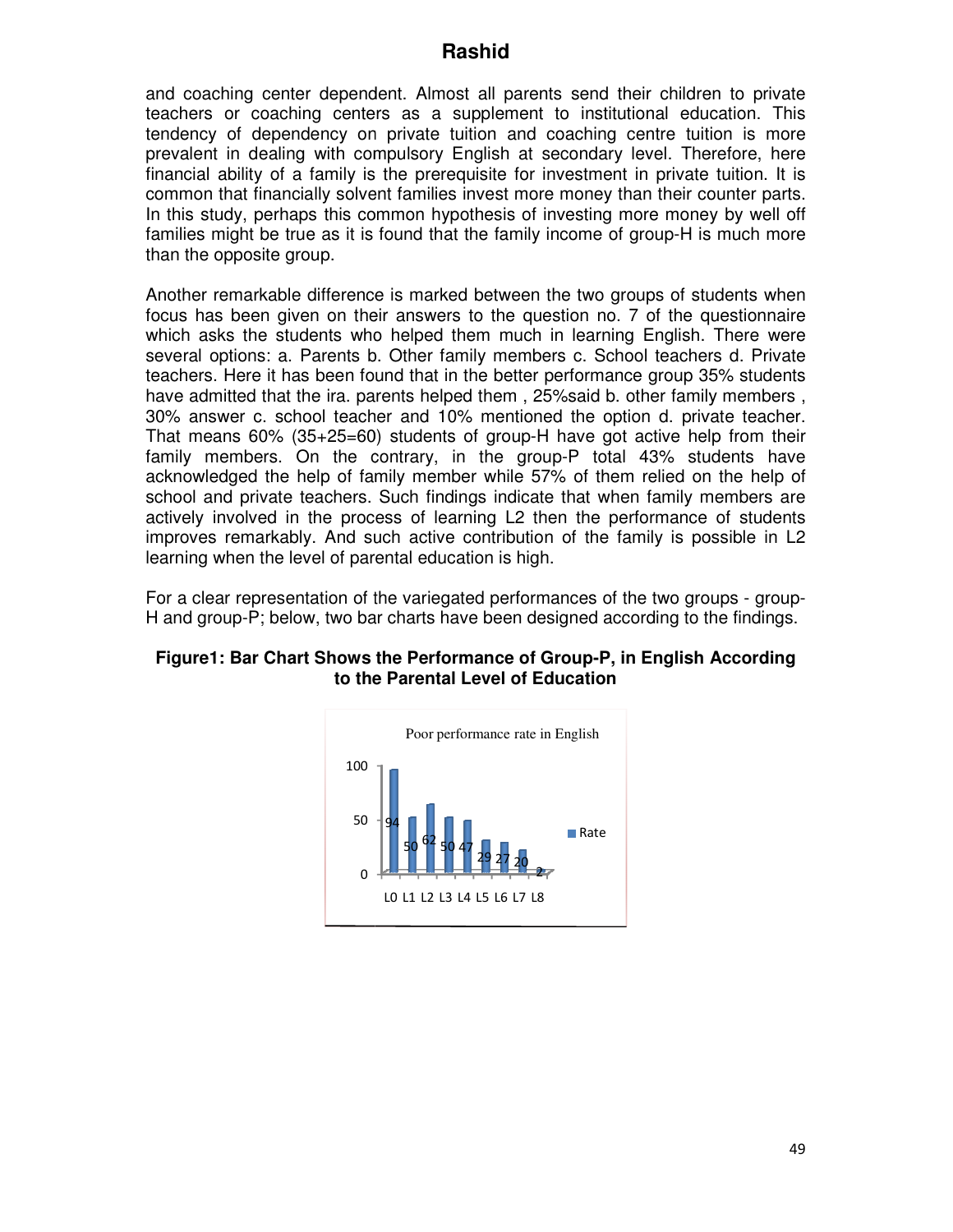and coaching center dependent. Almost all parents send their children to private teachers or coaching centers as a supplement to institutional education. This tendency of dependency on private tuition and coaching centre tuition is more prevalent in dealing with compulsory English at secondary level. Therefore, here financial ability of a family is the prerequisite for investment in private tuition. It is common that financially solvent families invest more money than their counter parts. In this study, perhaps this common hypothesis of investing more money by well off families might be true as it is found that the family income of group-H is much more than the opposite group.

Another remarkable difference is marked between the two groups of students when focus has been given on their answers to the question no. 7 of the questionnaire which asks the students who helped them much in learning English. There were several options: a. Parents b. Other family members c. School teachers d. Private teachers. Here it has been found that in the better performance group 35% students have admitted that the ira. parents helped them , 25%said b. other family members , 30% answer c. school teacher and 10% mentioned the option d. private teacher. That means 60% (35+25=60) students of group-H have got active help from their family members. On the contrary, in the group-P total 43% students have acknowledged the help of family member while 57% of them relied on the help of school and private teachers. Such findings indicate that when family members are actively involved in the process of learning L2 then the performance of students improves remarkably. And such active contribution of the family is possible in L2 learning when the level of parental education is high.

For a clear representation of the variegated performances of the two groups - group-H and group-P; below, two bar charts have been designed according to the findings.

**Figure1: Bar Chart Shows the Performance of Group-P, in English According to the Parental Level of Education**

Poor performance rate in English

| | L0 | L1 | L2 | L3 | L4 | L5 | L6 | L7 | L8 |
|---|---|---|---|---|---|---|---|---|---|
| Rate | 94 | 50 | 62 | 50 | 47 | 29 | 27 | 20 | 2 |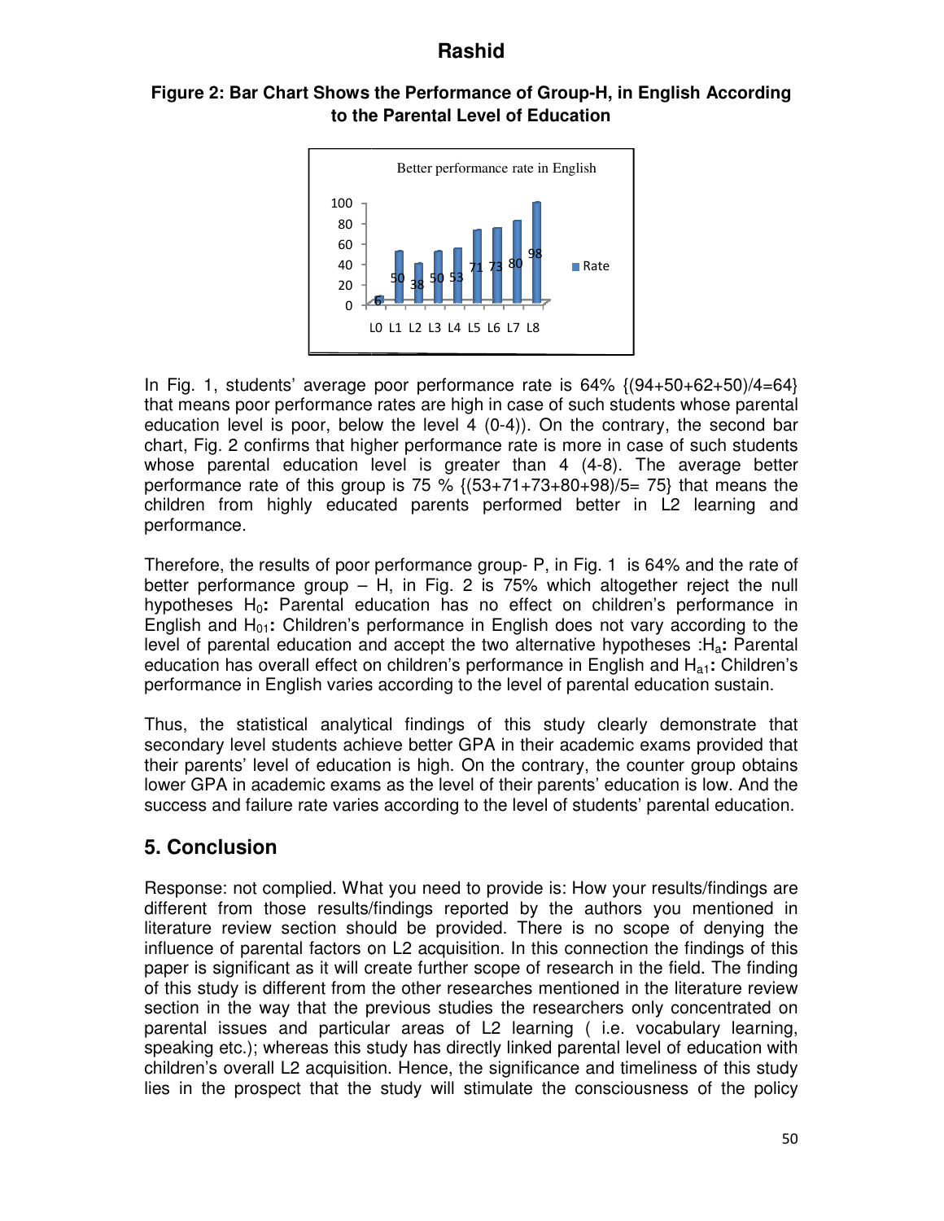**Figure 2: Bar Chart Shows the Performance of Group-H, in English According to the Parental Level of Education**

In Fig. 1, students' average poor performance rate is 64% {(94+50+62+50)/4=64} that means poor performance rates are high in case of such students whose parental education level is poor, below the level 4 (0-4)). On the contrary, the second bar chart, Fig. 2 confirms that higher performance rate is more in case of such students whose parental education level is greater than 4 (4-8). The average better performance rate of this group is 75 % {(53+71+73+80+98)/5= 75} that means the children from highly educated parents performed better in L2 learning and performance.

Therefore, the results of poor performance group- P, in Fig. 1 is 64% and the rate of better performance group – H, in Fig. 2 is 75% which altogether reject the null hypotheses $H_0$**:** Parental education has no effect on children's performance in English and $H_{01}$**:** Children's performance in English does not vary according to the level of parental education and accept the two alternative hypotheses :$H_a$**:** Parental education has overall effect on children's performance in English and $H_{a1}$**:** Children's performance in English varies according to the level of parental education sustain.

Thus, the statistical analytical findings of this study clearly demonstrate that secondary level students achieve better GPA in their academic exams provided that their parents' level of education is high. On the contrary, the counter group obtains lower GPA in academic exams as the level of their parents' education is low. And the success and failure rate varies according to the level of students' parental education.

## 5. Conclusion

Response: not complied. What you need to provide is: How your results/findings are different from those results/findings reported by the authors you mentioned in literature review section should be provided. There is no scope of denying the influence of parental factors on L2 acquisition. In this connection the findings of this paper is significant as it will create further scope of research in the field. The finding of this study is different from the other researches mentioned in the literature review section in the way that the previous studies the researchers only concentrated on parental issues and particular areas of L2 learning ( i.e. vocabulary learning, speaking etc.); whereas this study has directly linked parental level of education with children's overall L2 acquisition. Hence, the significance and timeliness of this study lies in the prospect that the study will stimulate the consciousness of the policy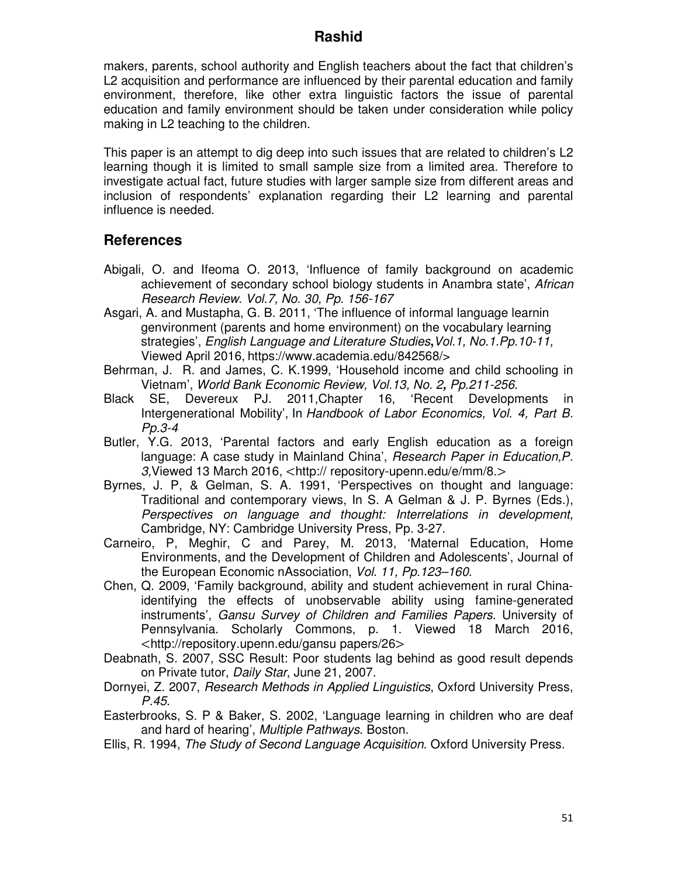makers, parents, school authority and English teachers about the fact that children's L2 acquisition and performance are influenced by their parental education and family environment, therefore, like other extra linguistic factors the issue of parental education and family environment should be taken under consideration while policy making in L2 teaching to the children.

This paper is an attempt to dig deep into such issues that are related to children's L2 learning though it is limited to small sample size from a limited area. Therefore to investigate actual fact, future studies with larger sample size from different areas and inclusion of respondents' explanation regarding their L2 learning and parental influence is needed.

## References

Abigali, O. and Ifeoma O. 2013, 'Influence of family background on academic achievement of secondary school biology students in Anambra state', *African Research Review. Vol.7, No. 30, Pp. 156-167*

Asgari, A. and Mustapha, G. B. 2011, 'The influence of informal language learnin genvironment (parents and home environment) on the vocabulary learning strategies', *English Language and Literature Studies***,** *Vol.1, No.1.Pp.10-11*, Viewed April 2016, https://www.academia.edu/842568/>

Behrman, J. R. and James, C. K.1999, 'Household income and child schooling in Vietnam', *World Bank Economic Review, Vol.13, No. 2***,** *Pp.211-256*.

Black SE, Devereux PJ. 2011,Chapter 16, 'Recent Developments in Intergenerational Mobility', In *Handbook of Labor Economics, Vol. 4, Part B. Pp.3-4*

Butler, Y.G. 2013, 'Parental factors and early English education as a foreign language: A case study in Mainland China', *Research Paper in Education,P. 3*,Viewed 13 March 2016, <http:// repository-upenn.edu/e/mm/8.>

Byrnes, J. P, & Gelman, S. A. 1991, 'Perspectives on thought and language: Traditional and contemporary views, In S. A Gelman & J. P. Byrnes (Eds.), *Perspectives on language and thought: Interrelations in development,* Cambridge, NY: Cambridge University Press, Pp. 3-27.

Carneiro, P, Meghir, C and Parey, M. 2013, 'Maternal Education, Home Environments, and the Development of Children and Adolescents', Journal of the European Economic nAssociation, *Vol. 11, Pp.123–160*.

Chen, Q. 2009, 'Family background, ability and student achievement in rural China-identifying the effects of unobservable ability using famine-generated instruments', *Gansu Survey of Children and Families Papers*. University of Pennsylvania. Scholarly Commons, p. 1. Viewed 18 March 2016, <http://repository.upenn.edu/gansu papers/26>

Deabnath, S. 2007, SSC Result: Poor students lag behind as good result depends on Private tutor, *Daily Star*, June 21, 2007.

Dornyei, Z. 2007, *Research Methods in Applied Linguistics*, Oxford University Press, *P.45*.

Easterbrooks, S. P & Baker, S. 2002, 'Language learning in children who are deaf and hard of hearing', *Multiple Pathways*. Boston.

Ellis, R. 1994, *The Study of Second Language Acquisition*. Oxford University Press.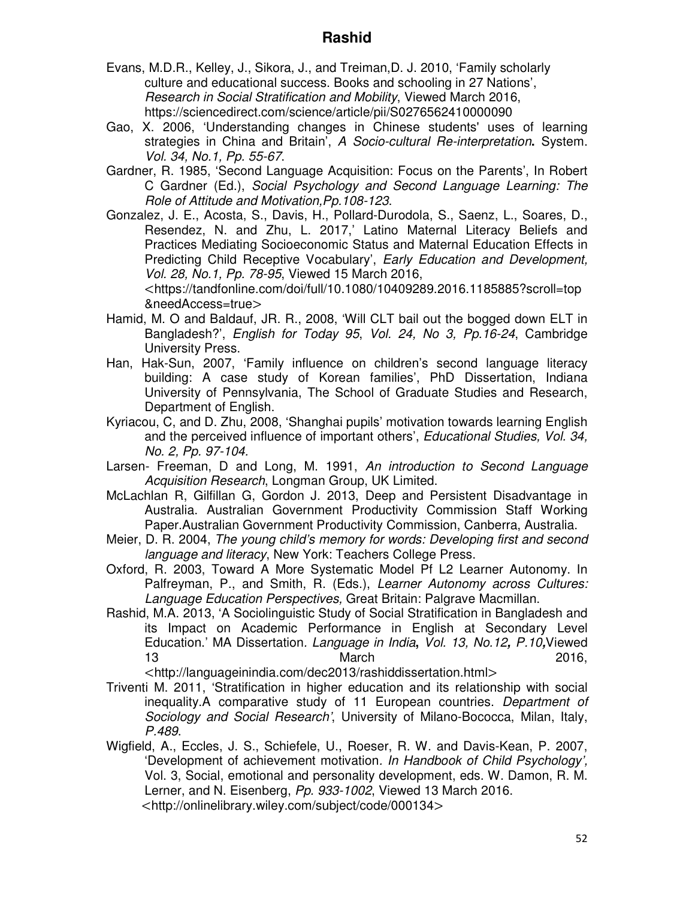Evans, M.D.R., Kelley, J., Sikora, J., and Treiman,D. J. 2010, 'Family scholarly culture and educational success. Books and schooling in 27 Nations', *Research in Social Stratification and Mobility*, Viewed March 2016, https://sciencedirect.com/science/article/pii/S0276562410000090

Gao, X. 2006, 'Understanding changes in Chinese students' uses of learning strategies in China and Britain', *A Socio-cultural Re-interpretation***.** System. *Vol. 34, No.1, Pp. 55-67*.

Gardner, R. 1985, 'Second Language Acquisition: Focus on the Parents', In Robert C Gardner (Ed.), *Social Psychology and Second Language Learning: The Role of Attitude and Motivation,Pp.108-123*.

Gonzalez, J. E., Acosta, S., Davis, H., Pollard-Durodola, S., Saenz, L., Soares, D., Resendez, N. and Zhu, L. 2017,' Latino Maternal Literacy Beliefs and Practices Mediating Socioeconomic Status and Maternal Education Effects in Predicting Child Receptive Vocabulary', *Early Education and Development, Vol. 28, No.1, Pp. 78-95*, Viewed 15 March 2016, <https://tandfonline.com/doi/full/10.1080/10409289.2016.1185885?scroll=top&needAccess=true>

Hamid, M. O and Baldauf, JR. R., 2008, 'Will CLT bail out the bogged down ELT in Bangladesh?', *English for Today 95*, *Vol. 24, No 3, Pp.16-24*, Cambridge University Press.

Han, Hak-Sun, 2007, 'Family influence on children's second language literacy building: A case study of Korean families', PhD Dissertation, Indiana University of Pennsylvania, The School of Graduate Studies and Research, Department of English.

Kyriacou, C, and D. Zhu, 2008, 'Shanghai pupils' motivation towards learning English and the perceived influence of important others', *Educational Studies, Vol. 34, No. 2, Pp. 97-104.*

Larsen- Freeman, D and Long, M. 1991, *An introduction to Second Language Acquisition Research*, Longman Group, UK Limited.

McLachlan R, Gilfillan G, Gordon J. 2013, Deep and Persistent Disadvantage in Australia. Australian Government Productivity Commission Staff Working Paper.Australian Government Productivity Commission, Canberra, Australia.

Meier, D. R. 2004, *The young child's memory for words: Developing first and second language and literacy*, New York: Teachers College Press.

Oxford, R. 2003, Toward A More Systematic Model Pf L2 Learner Autonomy. In Palfreyman, P., and Smith, R. (Eds.), *Learner Autonomy across Cultures: Language Education Perspectives,* Great Britain: Palgrave Macmillan.

Rashid, M.A. 2013, 'A Sociolinguistic Study of Social Stratification in Bangladesh and its Impact on Academic Performance in English at Secondary Level Education.' MA Dissertation. *Language in India***,** *Vol. 13, No.12***,** *P.10***,**Viewed 13 March 2016, <http://languageinindia.com/dec2013/rashiddissertation.html>

Triventi M. 2011, 'Stratification in higher education and its relationship with social inequality.A comparative study of 11 European countries. *Department of Sociology and Social Research'*, University of Milano-Bococca, Milan, Italy, *P.489*.

Wigfield, A., Eccles, J. S., Schiefele, U., Roeser, R. W. and Davis-Kean, P. 2007, 'Development of achievement motivation. *In Handbook of Child Psychology',* Vol. 3, Social, emotional and personality development, eds. W. Damon, R. M. Lerner, and N. Eisenberg, *Pp. 933-1002*, Viewed 13 March 2016. <http://onlinelibrary.wiley.com/subject/code/000134>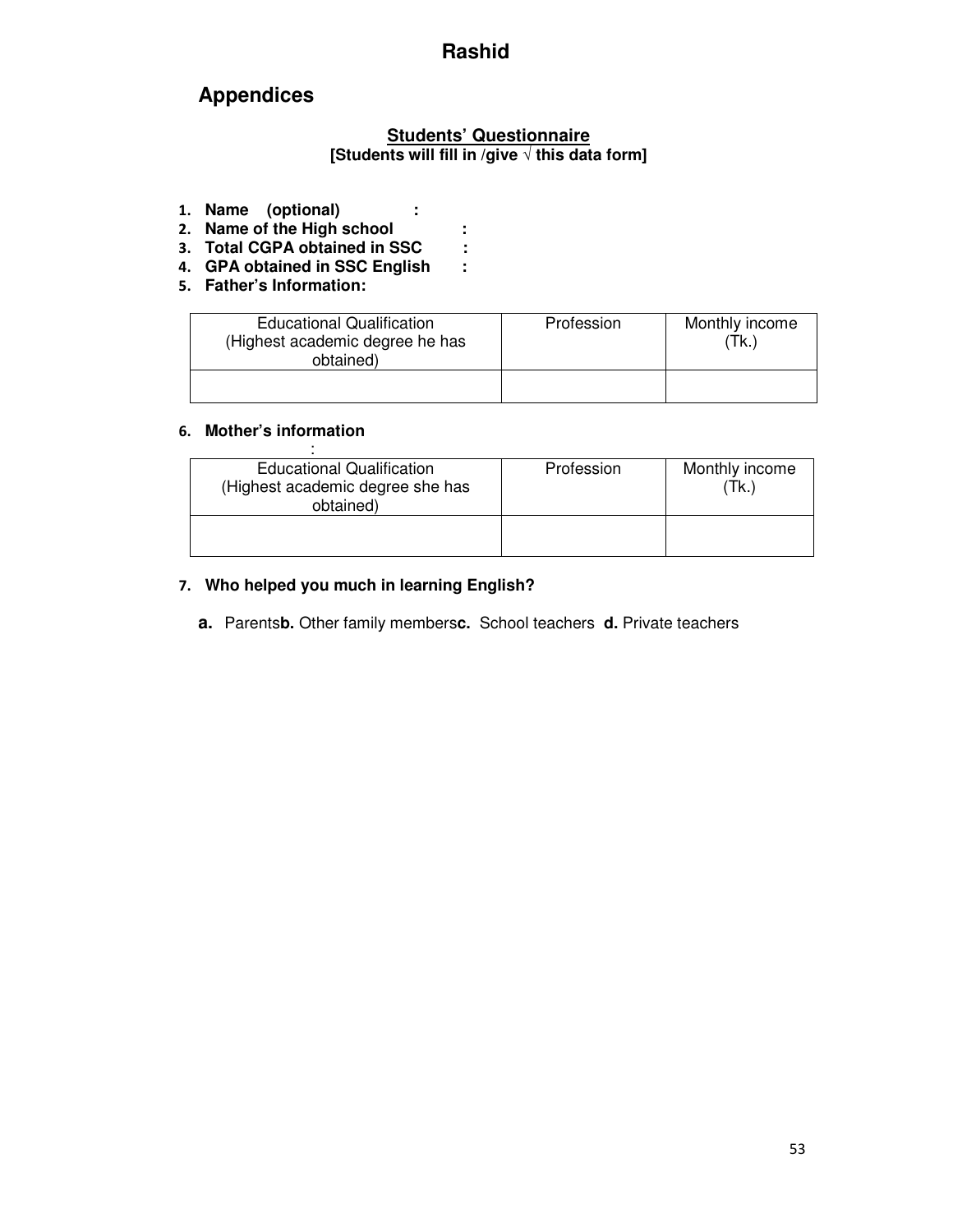## Appendices

**Students' Questionnaire**
**[Students will fill in /give √ this data form]**

1. **Name (optional) :**
2. **Name of the High school :**
3. **Total CGPA obtained in SSC :**
4. **GPA obtained in SSC English :**
5. **Father's Information:**

| Educational Qualification (Highest academic degree he has obtained) | Profession | Monthly income (Tk.) |
|---|---|---|
| | | |

6. **Mother's information :**

| Educational Qualification (Highest academic degree she has obtained) | Profession | Monthly income (Tk.) |
|---|---|---|
| | | |

7. **Who helped you much in learning English?**

   **a.** Parents **b.** Other family members **c.** School teachers **d.** Private teachers